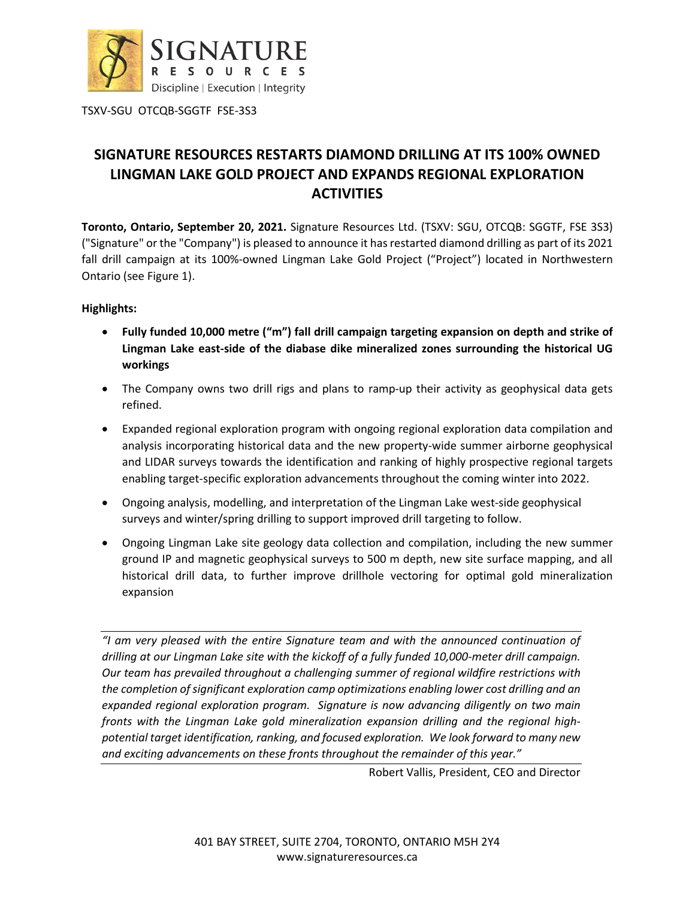TSXV-SGU OTCQB-SGGTF FSE-3S3

# SIGNATURE RESOURCES RESTARTS DIAMOND DRILLING AT ITS 100% OWNED LINGMAN LAKE GOLD PROJECT AND EXPANDS REGIONAL EXPLORATION ACTIVITIES

**Toronto, Ontario, September 20, 2021.** Signature Resources Ltd. (TSXV: SGU, OTCQB: SGGTF, FSE 3S3) ("Signature" or the "Company") is pleased to announce it has restarted diamond drilling as part of its 2021 fall drill campaign at its 100%-owned Lingman Lake Gold Project ("Project") located in Northwestern Ontario (see Figure 1).

**Highlights:**

- **Fully funded 10,000 metre ("m") fall drill campaign targeting expansion on depth and strike of Lingman Lake east-side of the diabase dike mineralized zones surrounding the historical UG workings**
- The Company owns two drill rigs and plans to ramp-up their activity as geophysical data gets refined.
- Expanded regional exploration program with ongoing regional exploration data compilation and analysis incorporating historical data and the new property-wide summer airborne geophysical and LIDAR surveys towards the identification and ranking of highly prospective regional targets enabling target-specific exploration advancements throughout the coming winter into 2022.
- Ongoing analysis, modelling, and interpretation of the Lingman Lake west-side geophysical surveys and winter/spring drilling to support improved drill targeting to follow.
- Ongoing Lingman Lake site geology data collection and compilation, including the new summer ground IP and magnetic geophysical surveys to 500 m depth, new site surface mapping, and all historical drill data, to further improve drillhole vectoring for optimal gold mineralization expansion

*"I am very pleased with the entire Signature team and with the announced continuation of drilling at our Lingman Lake site with the kickoff of a fully funded 10,000-meter drill campaign. Our team has prevailed throughout a challenging summer of regional wildfire restrictions with the completion of significant exploration camp optimizations enabling lower cost drilling and an expanded regional exploration program. Signature is now advancing diligently on two main fronts with the Lingman Lake gold mineralization expansion drilling and the regional high-potential target identification, ranking, and focused exploration. We look forward to many new and exciting advancements on these fronts throughout the remainder of this year."*

Robert Vallis, President, CEO and Director

401 BAY STREET, SUITE 2704, TORONTO, ONTARIO M5H 2Y4
www.signatureresources.ca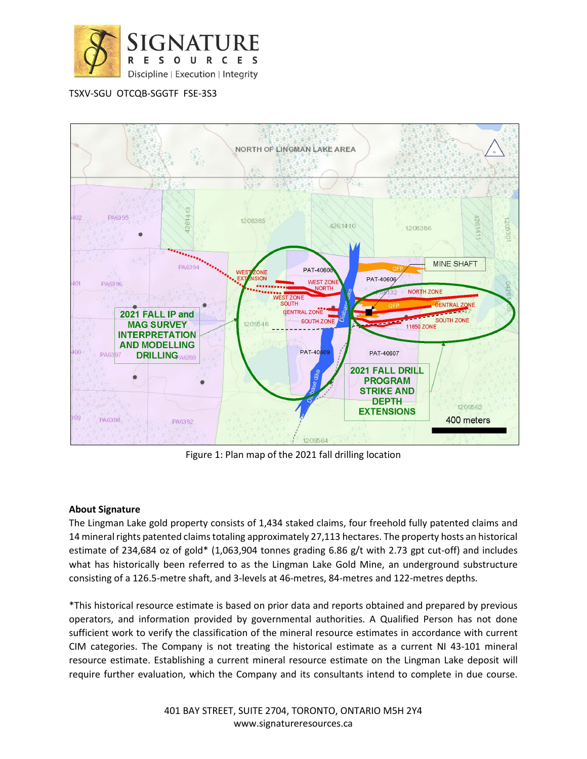Figure 1: Plan map of the 2021 fall drilling location

**About Signature**

The Lingman Lake gold property consists of 1,434 staked claims, four freehold fully patented claims and 14 mineral rights patented claims totaling approximately 27,113 hectares. The property hosts an historical estimate of 234,684 oz of gold* (1,063,904 tonnes grading 6.86 g/t with 2.73 gpt cut-off) and includes what has historically been referred to as the Lingman Lake Gold Mine, an underground substructure consisting of a 126.5-metre shaft, and 3-levels at 46-metres, 84-metres and 122-metres depths.

*This historical resource estimate is based on prior data and reports obtained and prepared by previous operators, and information provided by governmental authorities. A Qualified Person has not done sufficient work to verify the classification of the mineral resource estimates in accordance with current CIM categories. The Company is not treating the historical estimate as a current NI 43-101 mineral resource estimate. Establishing a current mineral resource estimate on the Lingman Lake deposit will require further evaluation, which the Company and its consultants intend to complete in due course.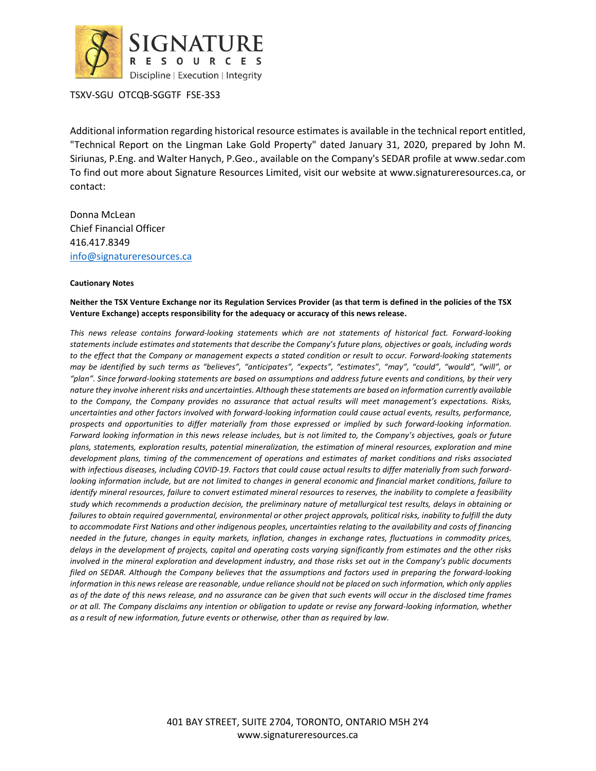TSXV-SGU OTCQB-SGGTF FSE-3S3

Additional information regarding historical resource estimates is available in the technical report entitled, "Technical Report on the Lingman Lake Gold Property" dated January 31, 2020, prepared by John M. Siriunas, P.Eng. and Walter Hanych, P.Geo., available on the Company's SEDAR profile at www.sedar.com To find out more about Signature Resources Limited, visit our website at www.signatureresources.ca, or contact:

Donna McLean
Chief Financial Officer
416.417.8349
info@signatureresources.ca

**Cautionary Notes**

**Neither the TSX Venture Exchange nor its Regulation Services Provider (as that term is defined in the policies of the TSX Venture Exchange) accepts responsibility for the adequacy or accuracy of this news release.**

*This news release contains forward-looking statements which are not statements of historical fact. Forward-looking statements include estimates and statements that describe the Company's future plans, objectives or goals, including words to the effect that the Company or management expects a stated condition or result to occur. Forward-looking statements may be identified by such terms as "believes", "anticipates", "expects", "estimates", "may", "could", "would", "will", or "plan". Since forward-looking statements are based on assumptions and address future events and conditions, by their very nature they involve inherent risks and uncertainties. Although these statements are based on information currently available to the Company, the Company provides no assurance that actual results will meet management's expectations. Risks, uncertainties and other factors involved with forward-looking information could cause actual events, results, performance, prospects and opportunities to differ materially from those expressed or implied by such forward-looking information. Forward looking information in this news release includes, but is not limited to, the Company's objectives, goals or future plans, statements, exploration results, potential mineralization, the estimation of mineral resources, exploration and mine development plans, timing of the commencement of operations and estimates of market conditions and risks associated with infectious diseases, including COVID-19. Factors that could cause actual results to differ materially from such forward-looking information include, but are not limited to changes in general economic and financial market conditions, failure to identify mineral resources, failure to convert estimated mineral resources to reserves, the inability to complete a feasibility study which recommends a production decision, the preliminary nature of metallurgical test results, delays in obtaining or failures to obtain required governmental, environmental or other project approvals, political risks, inability to fulfill the duty to accommodate First Nations and other indigenous peoples, uncertainties relating to the availability and costs of financing needed in the future, changes in equity markets, inflation, changes in exchange rates, fluctuations in commodity prices, delays in the development of projects, capital and operating costs varying significantly from estimates and the other risks involved in the mineral exploration and development industry, and those risks set out in the Company's public documents filed on SEDAR. Although the Company believes that the assumptions and factors used in preparing the forward-looking information in this news release are reasonable, undue reliance should not be placed on such information, which only applies as of the date of this news release, and no assurance can be given that such events will occur in the disclosed time frames or at all. The Company disclaims any intention or obligation to update or revise any forward-looking information, whether as a result of new information, future events or otherwise, other than as required by law.*

401 BAY STREET, SUITE 2704, TORONTO, ONTARIO M5H 2Y4
www.signatureresources.ca